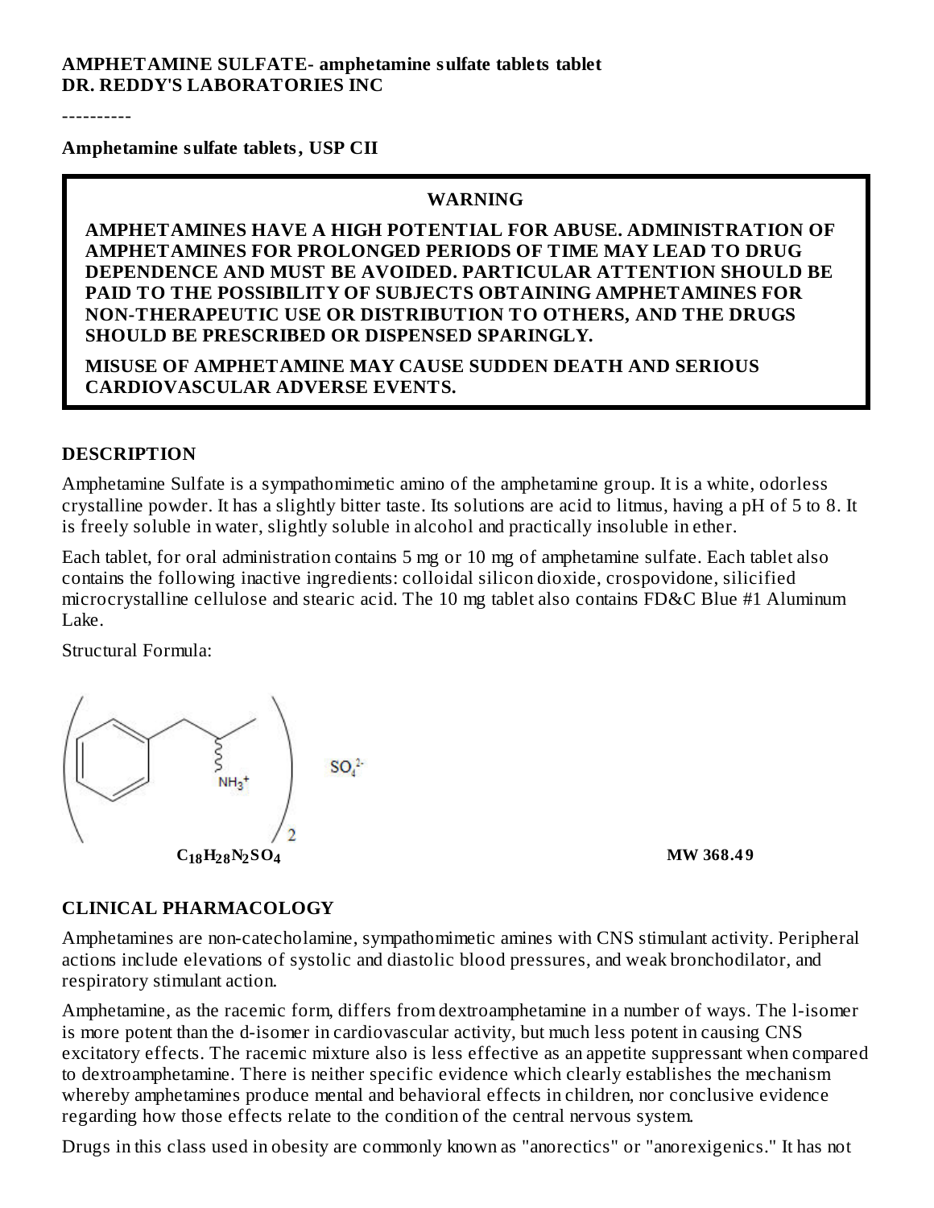**AMPHETAMINE SULFATE- amphetamine sulfate tablets tablet**
**DR. REDDY'S LABORATORIES INC**

----------

**Amphetamine sulfate tablets, USP CII**

**WARNING**

**AMPHETAMINES HAVE A HIGH POTENTIAL FOR ABUSE. ADMINISTRATION OF AMPHETAMINES FOR PROLONGED PERIODS OF TIME MAY LEAD TO DRUG DEPENDENCE AND MUST BE AVOIDED. PARTICULAR ATTENTION SHOULD BE PAID TO THE POSSIBILITY OF SUBJECTS OBTAINING AMPHETAMINES FOR NON-THERAPEUTIC USE OR DISTRIBUTION TO OTHERS, AND THE DRUGS SHOULD BE PRESCRIBED OR DISPENSED SPARINGLY.**

**MISUSE OF AMPHETAMINE MAY CAUSE SUDDEN DEATH AND SERIOUS CARDIOVASCULAR ADVERSE EVENTS.**

## DESCRIPTION

Amphetamine Sulfate is a sympathomimetic amino of the amphetamine group. It is a white, odorless crystalline powder. It has a slightly bitter taste. Its solutions are acid to litmus, having a pH of 5 to 8. It is freely soluble in water, slightly soluble in alcohol and practically insoluble in ether.

Each tablet, for oral administration contains 5 mg or 10 mg of amphetamine sulfate. Each tablet also contains the following inactive ingredients: colloidal silicon dioxide, crospovidone, silicified microcrystalline cellulose and stearic acid. The 10 mg tablet also contains FD&C Blue #1 Aluminum Lake.

Structural Formula:

$SO_4^{2-}$

**$C_{18}H_{28}N_2SO_4$** **MW 368.49**

## CLINICAL PHARMACOLOGY

Amphetamines are non-catecholamine, sympathomimetic amines with CNS stimulant activity. Peripheral actions include elevations of systolic and diastolic blood pressures, and weak bronchodilator, and respiratory stimulant action.

Amphetamine, as the racemic form, differs from dextroamphetamine in a number of ways. The l-isomer is more potent than the d-isomer in cardiovascular activity, but much less potent in causing CNS excitatory effects. The racemic mixture also is less effective as an appetite suppressant when compared to dextroamphetamine. There is neither specific evidence which clearly establishes the mechanism whereby amphetamines produce mental and behavioral effects in children, nor conclusive evidence regarding how those effects relate to the condition of the central nervous system.

Drugs in this class used in obesity are commonly known as "anorectics" or "anorexigenics." It has not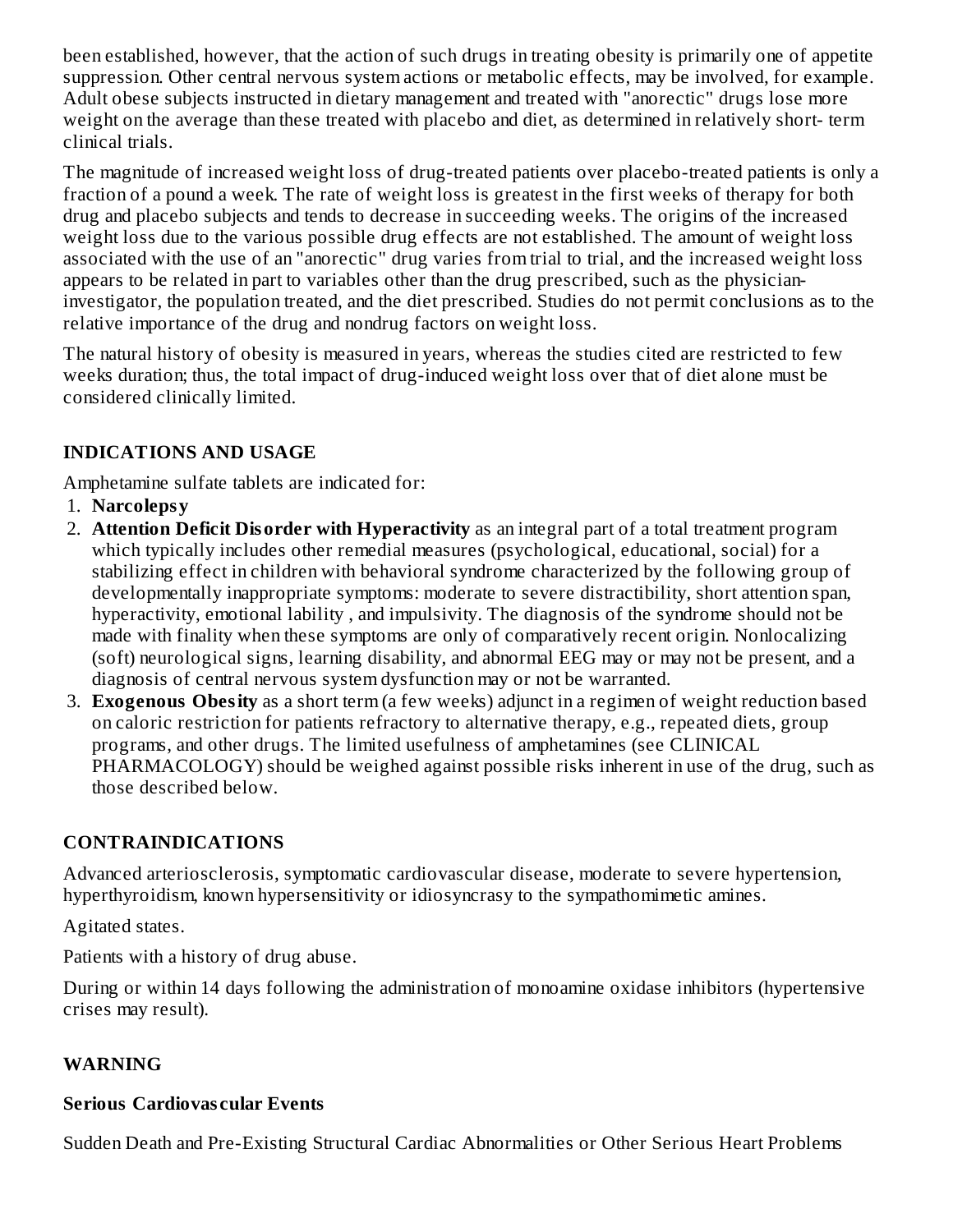been established, however, that the action of such drugs in treating obesity is primarily one of appetite suppression. Other central nervous system actions or metabolic effects, may be involved, for example. Adult obese subjects instructed in dietary management and treated with "anorectic" drugs lose more weight on the average than these treated with placebo and diet, as determined in relatively short- term clinical trials.

The magnitude of increased weight loss of drug-treated patients over placebo-treated patients is only a fraction of a pound a week. The rate of weight loss is greatest in the first weeks of therapy for both drug and placebo subjects and tends to decrease in succeeding weeks. The origins of the increased weight loss due to the various possible drug effects are not established. The amount of weight loss associated with the use of an "anorectic" drug varies from trial to trial, and the increased weight loss appears to be related in part to variables other than the drug prescribed, such as the physician-investigator, the population treated, and the diet prescribed. Studies do not permit conclusions as to the relative importance of the drug and nondrug factors on weight loss.

The natural history of obesity is measured in years, whereas the studies cited are restricted to few weeks duration; thus, the total impact of drug-induced weight loss over that of diet alone must be considered clinically limited.

## INDICATIONS AND USAGE

Amphetamine sulfate tablets are indicated for:

1. **Narcolepsy**
2. **Attention Deficit Disorder with Hyperactivity** as an integral part of a total treatment program which typically includes other remedial measures (psychological, educational, social) for a stabilizing effect in children with behavioral syndrome characterized by the following group of developmentally inappropriate symptoms: moderate to severe distractibility, short attention span, hyperactivity, emotional lability , and impulsivity. The diagnosis of the syndrome should not be made with finality when these symptoms are only of comparatively recent origin. Nonlocalizing (soft) neurological signs, learning disability, and abnormal EEG may or may not be present, and a diagnosis of central nervous system dysfunction may or not be warranted.
3. **Exogenous Obesity** as a short term (a few weeks) adjunct in a regimen of weight reduction based on caloric restriction for patients refractory to alternative therapy, e.g., repeated diets, group programs, and other drugs. The limited usefulness of amphetamines (see CLINICAL PHARMACOLOGY) should be weighed against possible risks inherent in use of the drug, such as those described below.

## CONTRAINDICATIONS

Advanced arteriosclerosis, symptomatic cardiovascular disease, moderate to severe hypertension, hyperthyroidism, known hypersensitivity or idiosyncrasy to the sympathomimetic amines.

Agitated states.

Patients with a history of drug abuse.

During or within 14 days following the administration of monoamine oxidase inhibitors (hypertensive crises may result).

## WARNING

### Serious Cardiovascular Events

Sudden Death and Pre-Existing Structural Cardiac Abnormalities or Other Serious Heart Problems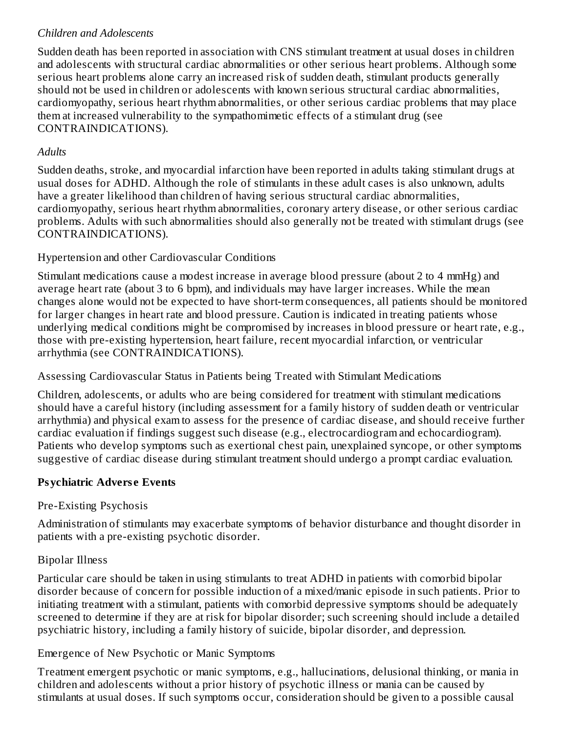*Children and Adolescents*

Sudden death has been reported in association with CNS stimulant treatment at usual doses in children and adolescents with structural cardiac abnormalities or other serious heart problems. Although some serious heart problems alone carry an increased risk of sudden death, stimulant products generally should not be used in children or adolescents with known serious structural cardiac abnormalities, cardiomyopathy, serious heart rhythm abnormalities, or other serious cardiac problems that may place them at increased vulnerability to the sympathomimetic effects of a stimulant drug (see CONTRAINDICATIONS).

*Adults*

Sudden deaths, stroke, and myocardial infarction have been reported in adults taking stimulant drugs at usual doses for ADHD. Although the role of stimulants in these adult cases is also unknown, adults have a greater likelihood than children of having serious structural cardiac abnormalities, cardiomyopathy, serious heart rhythm abnormalities, coronary artery disease, or other serious cardiac problems. Adults with such abnormalities should also generally not be treated with stimulant drugs (see CONTRAINDICATIONS).

Hypertension and other Cardiovascular Conditions

Stimulant medications cause a modest increase in average blood pressure (about 2 to 4 mmHg) and average heart rate (about 3 to 6 bpm), and individuals may have larger increases. While the mean changes alone would not be expected to have short-term consequences, all patients should be monitored for larger changes in heart rate and blood pressure. Caution is indicated in treating patients whose underlying medical conditions might be compromised by increases in blood pressure or heart rate, e.g., those with pre-existing hypertension, heart failure, recent myocardial infarction, or ventricular arrhythmia (see CONTRAINDICATIONS).

Assessing Cardiovascular Status in Patients being Treated with Stimulant Medications

Children, adolescents, or adults who are being considered for treatment with stimulant medications should have a careful history (including assessment for a family history of sudden death or ventricular arrhythmia) and physical exam to assess for the presence of cardiac disease, and should receive further cardiac evaluation if findings suggest such disease (e.g., electrocardiogram and echocardiogram). Patients who develop symptoms such as exertional chest pain, unexplained syncope, or other symptoms suggestive of cardiac disease during stimulant treatment should undergo a prompt cardiac evaluation.

**Psychiatric Adverse Events**

Pre-Existing Psychosis

Administration of stimulants may exacerbate symptoms of behavior disturbance and thought disorder in patients with a pre-existing psychotic disorder.

Bipolar Illness

Particular care should be taken in using stimulants to treat ADHD in patients with comorbid bipolar disorder because of concern for possible induction of a mixed/manic episode in such patients. Prior to initiating treatment with a stimulant, patients with comorbid depressive symptoms should be adequately screened to determine if they are at risk for bipolar disorder; such screening should include a detailed psychiatric history, including a family history of suicide, bipolar disorder, and depression.

Emergence of New Psychotic or Manic Symptoms

Treatment emergent psychotic or manic symptoms, e.g., hallucinations, delusional thinking, or mania in children and adolescents without a prior history of psychotic illness or mania can be caused by stimulants at usual doses. If such symptoms occur, consideration should be given to a possible causal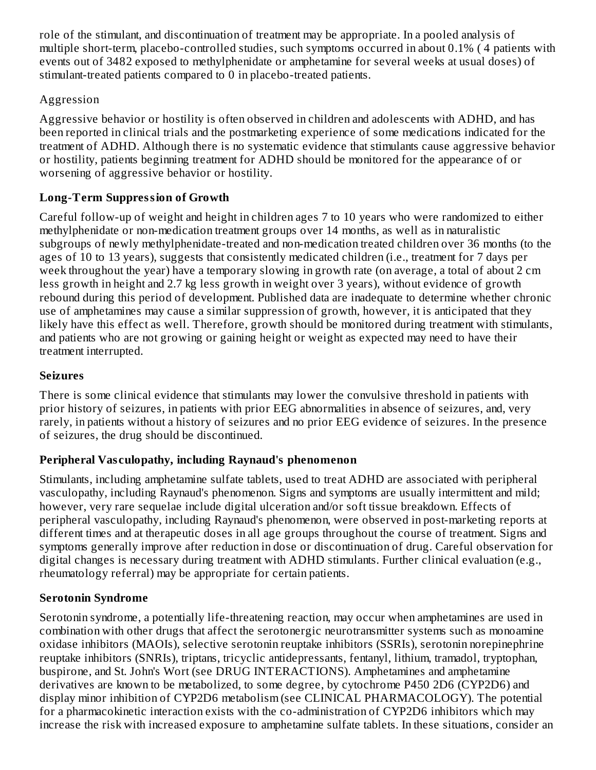role of the stimulant, and discontinuation of treatment may be appropriate. In a pooled analysis of multiple short-term, placebo-controlled studies, such symptoms occurred in about 0.1% ( 4 patients with events out of 3482 exposed to methylphenidate or amphetamine for several weeks at usual doses) of stimulant-treated patients compared to 0 in placebo-treated patients.

Aggression

Aggressive behavior or hostility is often observed in children and adolescents with ADHD, and has been reported in clinical trials and the postmarketing experience of some medications indicated for the treatment of ADHD. Although there is no systematic evidence that stimulants cause aggressive behavior or hostility, patients beginning treatment for ADHD should be monitored for the appearance of or worsening of aggressive behavior or hostility.

**Long-Term Suppression of Growth**

Careful follow-up of weight and height in children ages 7 to 10 years who were randomized to either methylphenidate or non-medication treatment groups over 14 months, as well as in naturalistic subgroups of newly methylphenidate-treated and non-medication treated children over 36 months (to the ages of 10 to 13 years), suggests that consistently medicated children (i.e., treatment for 7 days per week throughout the year) have a temporary slowing in growth rate (on average, a total of about 2 cm less growth in height and 2.7 kg less growth in weight over 3 years), without evidence of growth rebound during this period of development. Published data are inadequate to determine whether chronic use of amphetamines may cause a similar suppression of growth, however, it is anticipated that they likely have this effect as well. Therefore, growth should be monitored during treatment with stimulants, and patients who are not growing or gaining height or weight as expected may need to have their treatment interrupted.

**Seizures**

There is some clinical evidence that stimulants may lower the convulsive threshold in patients with prior history of seizures, in patients with prior EEG abnormalities in absence of seizures, and, very rarely, in patients without a history of seizures and no prior EEG evidence of seizures. In the presence of seizures, the drug should be discontinued.

**Peripheral Vasculopathy, including Raynaud's phenomenon**

Stimulants, including amphetamine sulfate tablets, used to treat ADHD are associated with peripheral vasculopathy, including Raynaud's phenomenon. Signs and symptoms are usually intermittent and mild; however, very rare sequelae include digital ulceration and/or soft tissue breakdown. Effects of peripheral vasculopathy, including Raynaud's phenomenon, were observed in post-marketing reports at different times and at therapeutic doses in all age groups throughout the course of treatment. Signs and symptoms generally improve after reduction in dose or discontinuation of drug. Careful observation for digital changes is necessary during treatment with ADHD stimulants. Further clinical evaluation (e.g., rheumatology referral) may be appropriate for certain patients.

**Serotonin Syndrome**

Serotonin syndrome, a potentially life-threatening reaction, may occur when amphetamines are used in combination with other drugs that affect the serotonergic neurotransmitter systems such as monoamine oxidase inhibitors (MAOIs), selective serotonin reuptake inhibitors (SSRIs), serotonin norepinephrine reuptake inhibitors (SNRIs), triptans, tricyclic antidepressants, fentanyl, lithium, tramadol, tryptophan, buspirone, and St. John's Wort (see DRUG INTERACTIONS). Amphetamines and amphetamine derivatives are known to be metabolized, to some degree, by cytochrome P450 2D6 (CYP2D6) and display minor inhibition of CYP2D6 metabolism (see CLINICAL PHARMACOLOGY). The potential for a pharmacokinetic interaction exists with the co-administration of CYP2D6 inhibitors which may increase the risk with increased exposure to amphetamine sulfate tablets. In these situations, consider an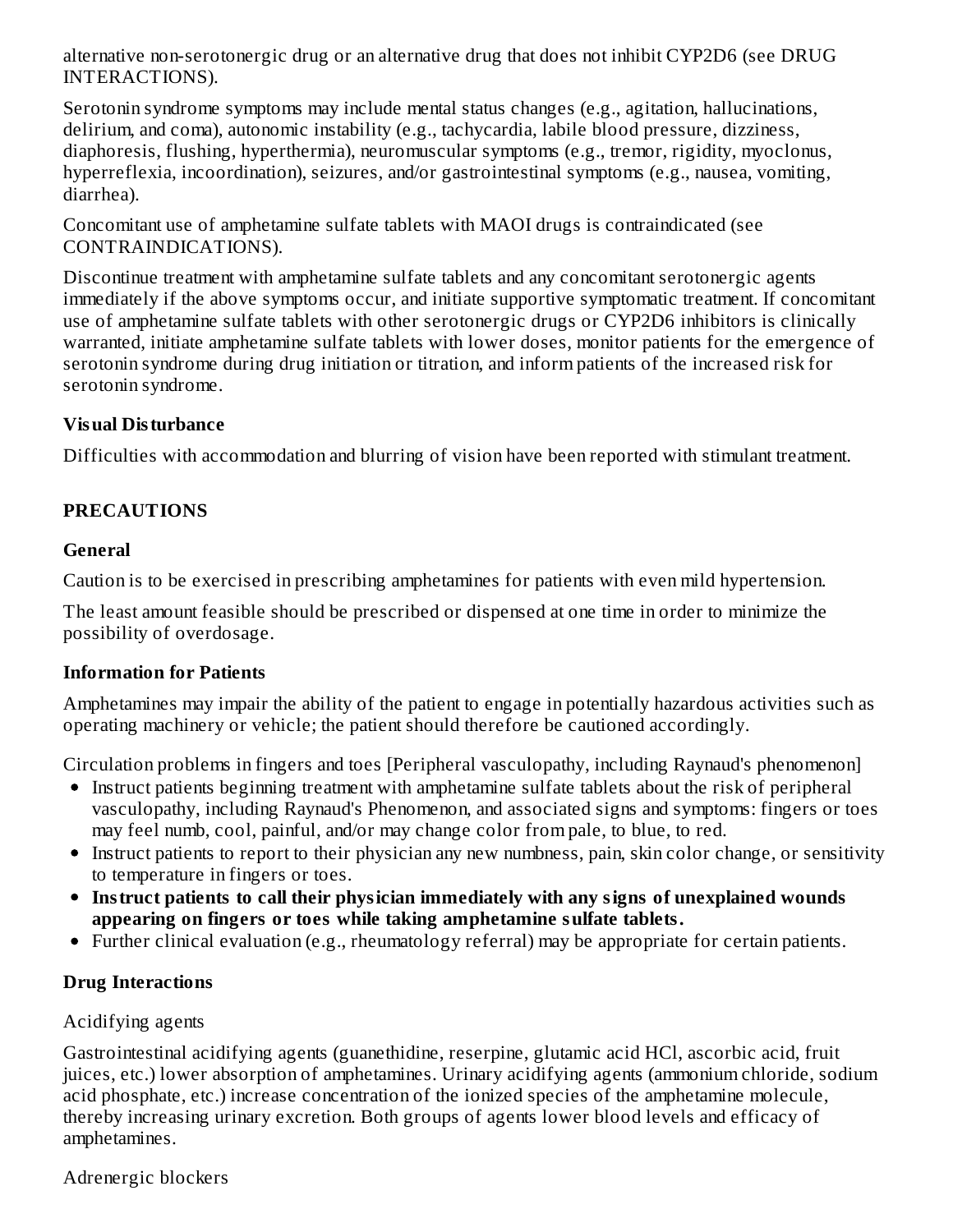alternative non-serotonergic drug or an alternative drug that does not inhibit CYP2D6 (see DRUG INTERACTIONS).

Serotonin syndrome symptoms may include mental status changes (e.g., agitation, hallucinations, delirium, and coma), autonomic instability (e.g., tachycardia, labile blood pressure, dizziness, diaphoresis, flushing, hyperthermia), neuromuscular symptoms (e.g., tremor, rigidity, myoclonus, hyperreflexia, incoordination), seizures, and/or gastrointestinal symptoms (e.g., nausea, vomiting, diarrhea).

Concomitant use of amphetamine sulfate tablets with MAOI drugs is contraindicated (see CONTRAINDICATIONS).

Discontinue treatment with amphetamine sulfate tablets and any concomitant serotonergic agents immediately if the above symptoms occur, and initiate supportive symptomatic treatment. If concomitant use of amphetamine sulfate tablets with other serotonergic drugs or CYP2D6 inhibitors is clinically warranted, initiate amphetamine sulfate tablets with lower doses, monitor patients for the emergence of serotonin syndrome during drug initiation or titration, and inform patients of the increased risk for serotonin syndrome.

### Visual Disturbance

Difficulties with accommodation and blurring of vision have been reported with stimulant treatment.

## PRECAUTIONS

### General

Caution is to be exercised in prescribing amphetamines for patients with even mild hypertension.

The least amount feasible should be prescribed or dispensed at one time in order to minimize the possibility of overdosage.

### Information for Patients

Amphetamines may impair the ability of the patient to engage in potentially hazardous activities such as operating machinery or vehicle; the patient should therefore be cautioned accordingly.

Circulation problems in fingers and toes [Peripheral vasculopathy, including Raynaud's phenomenon]

- Instruct patients beginning treatment with amphetamine sulfate tablets about the risk of peripheral vasculopathy, including Raynaud's Phenomenon, and associated signs and symptoms: fingers or toes may feel numb, cool, painful, and/or may change color from pale, to blue, to red.
- Instruct patients to report to their physician any new numbness, pain, skin color change, or sensitivity to temperature in fingers or toes.
- **Instruct patients to call their physician immediately with any signs of unexplained wounds appearing on fingers or toes while taking amphetamine sulfate tablets.**
- Further clinical evaluation (e.g., rheumatology referral) may be appropriate for certain patients.

### Drug Interactions

Acidifying agents

Gastrointestinal acidifying agents (guanethidine, reserpine, glutamic acid HCl, ascorbic acid, fruit juices, etc.) lower absorption of amphetamines. Urinary acidifying agents (ammonium chloride, sodium acid phosphate, etc.) increase concentration of the ionized species of the amphetamine molecule, thereby increasing urinary excretion. Both groups of agents lower blood levels and efficacy of amphetamines.

Adrenergic blockers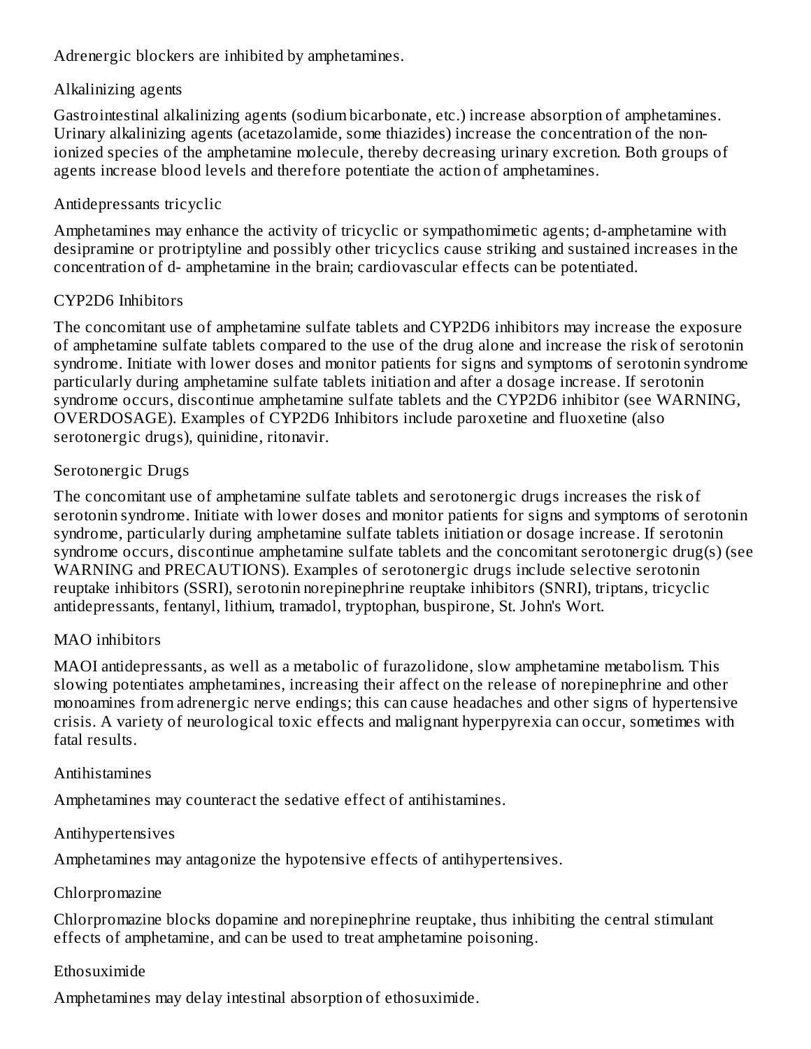Adrenergic blockers are inhibited by amphetamines.

Alkalinizing agents

Gastrointestinal alkalinizing agents (sodium bicarbonate, etc.) increase absorption of amphetamines. Urinary alkalinizing agents (acetazolamide, some thiazides) increase the concentration of the non-ionized species of the amphetamine molecule, thereby decreasing urinary excretion. Both groups of agents increase blood levels and therefore potentiate the action of amphetamines.

Antidepressants tricyclic

Amphetamines may enhance the activity of tricyclic or sympathomimetic agents; d-amphetamine with desipramine or protriptyline and possibly other tricyclics cause striking and sustained increases in the concentration of d- amphetamine in the brain; cardiovascular effects can be potentiated.

CYP2D6 Inhibitors

The concomitant use of amphetamine sulfate tablets and CYP2D6 inhibitors may increase the exposure of amphetamine sulfate tablets compared to the use of the drug alone and increase the risk of serotonin syndrome. Initiate with lower doses and monitor patients for signs and symptoms of serotonin syndrome particularly during amphetamine sulfate tablets initiation and after a dosage increase. If serotonin syndrome occurs, discontinue amphetamine sulfate tablets and the CYP2D6 inhibitor (see WARNING, OVERDOSAGE). Examples of CYP2D6 Inhibitors include paroxetine and fluoxetine (also serotonergic drugs), quinidine, ritonavir.

Serotonergic Drugs

The concomitant use of amphetamine sulfate tablets and serotonergic drugs increases the risk of serotonin syndrome. Initiate with lower doses and monitor patients for signs and symptoms of serotonin syndrome, particularly during amphetamine sulfate tablets initiation or dosage increase. If serotonin syndrome occurs, discontinue amphetamine sulfate tablets and the concomitant serotonergic drug(s) (see WARNING and PRECAUTIONS). Examples of serotonergic drugs include selective serotonin reuptake inhibitors (SSRI), serotonin norepinephrine reuptake inhibitors (SNRI), triptans, tricyclic antidepressants, fentanyl, lithium, tramadol, tryptophan, buspirone, St. John's Wort.

MAO inhibitors

MAOI antidepressants, as well as a metabolic of furazolidone, slow amphetamine metabolism. This slowing potentiates amphetamines, increasing their affect on the release of norepinephrine and other monoamines from adrenergic nerve endings; this can cause headaches and other signs of hypertensive crisis. A variety of neurological toxic effects and malignant hyperpyrexia can occur, sometimes with fatal results.

Antihistamines

Amphetamines may counteract the sedative effect of antihistamines.

Antihypertensives

Amphetamines may antagonize the hypotensive effects of antihypertensives.

Chlorpromazine

Chlorpromazine blocks dopamine and norepinephrine reuptake, thus inhibiting the central stimulant effects of amphetamine, and can be used to treat amphetamine poisoning.

Ethosuximide

Amphetamines may delay intestinal absorption of ethosuximide.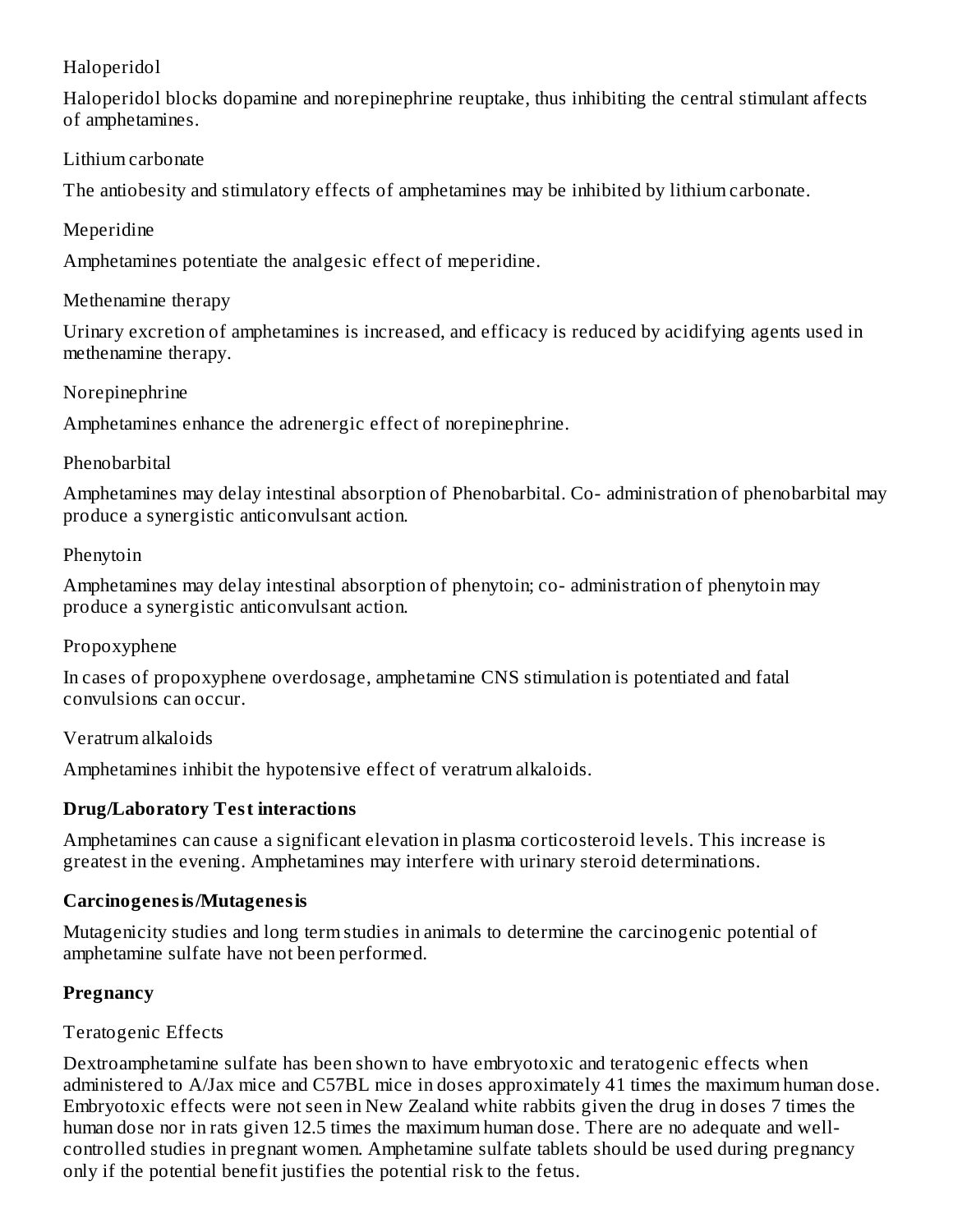Haloperidol

Haloperidol blocks dopamine and norepinephrine reuptake, thus inhibiting the central stimulant affects of amphetamines.

Lithium carbonate

The antiobesity and stimulatory effects of amphetamines may be inhibited by lithium carbonate.

Meperidine

Amphetamines potentiate the analgesic effect of meperidine.

Methenamine therapy

Urinary excretion of amphetamines is increased, and efficacy is reduced by acidifying agents used in methenamine therapy.

Norepinephrine

Amphetamines enhance the adrenergic effect of norepinephrine.

Phenobarbital

Amphetamines may delay intestinal absorption of Phenobarbital. Co- administration of phenobarbital may produce a synergistic anticonvulsant action.

Phenytoin

Amphetamines may delay intestinal absorption of phenytoin; co- administration of phenytoin may produce a synergistic anticonvulsant action.

Propoxyphene

In cases of propoxyphene overdosage, amphetamine CNS stimulation is potentiated and fatal convulsions can occur.

Veratrum alkaloids

Amphetamines inhibit the hypotensive effect of veratrum alkaloids.

**Drug/Laboratory Test interactions**

Amphetamines can cause a significant elevation in plasma corticosteroid levels. This increase is greatest in the evening. Amphetamines may interfere with urinary steroid determinations.

**Carcinogenesis/Mutagenesis**

Mutagenicity studies and long term studies in animals to determine the carcinogenic potential of amphetamine sulfate have not been performed.

**Pregnancy**

Teratogenic Effects

Dextroamphetamine sulfate has been shown to have embryotoxic and teratogenic effects when administered to A/Jax mice and C57BL mice in doses approximately 41 times the maximum human dose. Embryotoxic effects were not seen in New Zealand white rabbits given the drug in doses 7 times the human dose nor in rats given 12.5 times the maximum human dose. There are no adequate and well-controlled studies in pregnant women. Amphetamine sulfate tablets should be used during pregnancy only if the potential benefit justifies the potential risk to the fetus.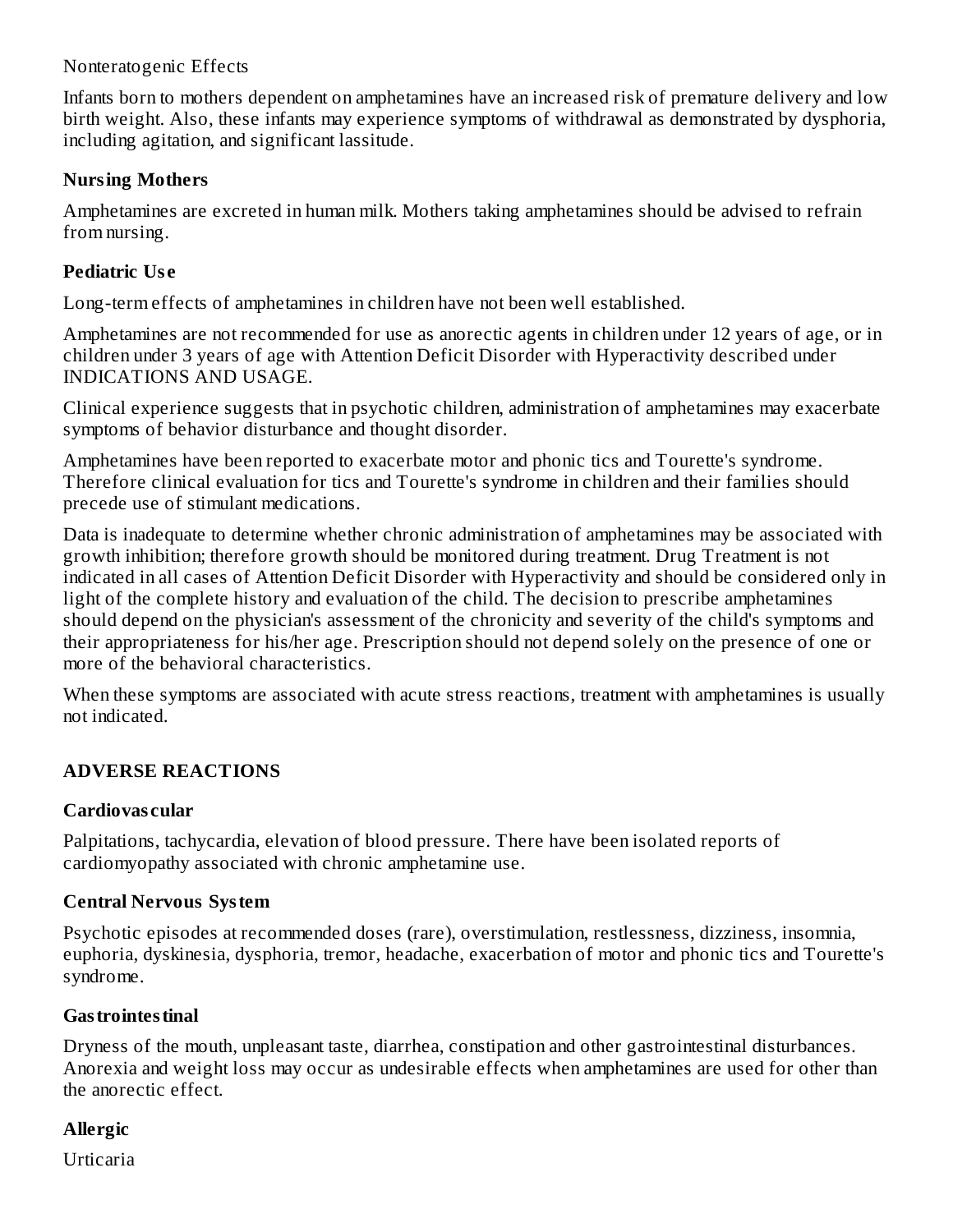Nonteratogenic Effects

Infants born to mothers dependent on amphetamines have an increased risk of premature delivery and low birth weight. Also, these infants may experience symptoms of withdrawal as demonstrated by dysphoria, including agitation, and significant lassitude.

### Nursing Mothers

Amphetamines are excreted in human milk. Mothers taking amphetamines should be advised to refrain from nursing.

### Pediatric Use

Long-term effects of amphetamines in children have not been well established.

Amphetamines are not recommended for use as anorectic agents in children under 12 years of age, or in children under 3 years of age with Attention Deficit Disorder with Hyperactivity described under INDICATIONS AND USAGE.

Clinical experience suggests that in psychotic children, administration of amphetamines may exacerbate symptoms of behavior disturbance and thought disorder.

Amphetamines have been reported to exacerbate motor and phonic tics and Tourette's syndrome. Therefore clinical evaluation for tics and Tourette's syndrome in children and their families should precede use of stimulant medications.

Data is inadequate to determine whether chronic administration of amphetamines may be associated with growth inhibition; therefore growth should be monitored during treatment. Drug Treatment is not indicated in all cases of Attention Deficit Disorder with Hyperactivity and should be considered only in light of the complete history and evaluation of the child. The decision to prescribe amphetamines should depend on the physician's assessment of the chronicity and severity of the child's symptoms and their appropriateness for his/her age. Prescription should not depend solely on the presence of one or more of the behavioral characteristics.

When these symptoms are associated with acute stress reactions, treatment with amphetamines is usually not indicated.

## ADVERSE REACTIONS

### Cardiovascular

Palpitations, tachycardia, elevation of blood pressure. There have been isolated reports of cardiomyopathy associated with chronic amphetamine use.

### Central Nervous System

Psychotic episodes at recommended doses (rare), overstimulation, restlessness, dizziness, insomnia, euphoria, dyskinesia, dysphoria, tremor, headache, exacerbation of motor and phonic tics and Tourette's syndrome.

### Gastrointestinal

Dryness of the mouth, unpleasant taste, diarrhea, constipation and other gastrointestinal disturbances. Anorexia and weight loss may occur as undesirable effects when amphetamines are used for other than the anorectic effect.

### Allergic

Urticaria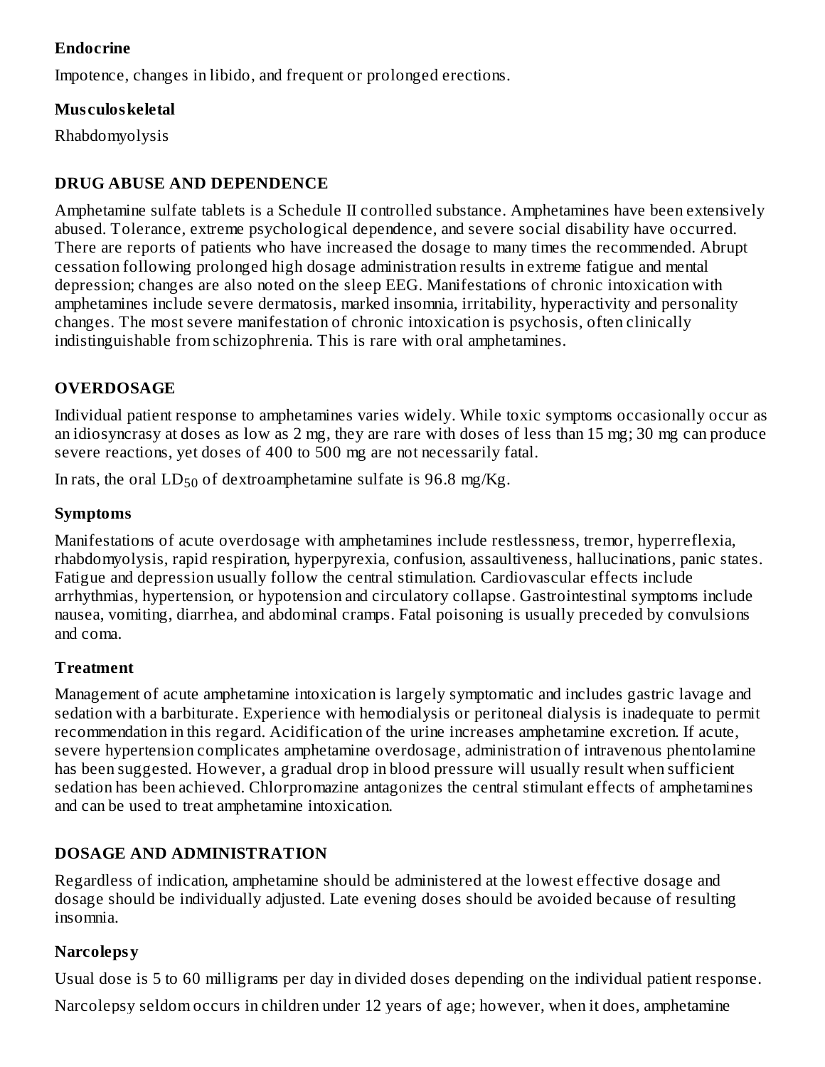### Endocrine

Impotence, changes in libido, and frequent or prolonged erections.

### Musculoskeletal

Rhabdomyolysis

## DRUG ABUSE AND DEPENDENCE

Amphetamine sulfate tablets is a Schedule II controlled substance. Amphetamines have been extensively abused. Tolerance, extreme psychological dependence, and severe social disability have occurred. There are reports of patients who have increased the dosage to many times the recommended. Abrupt cessation following prolonged high dosage administration results in extreme fatigue and mental depression; changes are also noted on the sleep EEG. Manifestations of chronic intoxication with amphetamines include severe dermatosis, marked insomnia, irritability, hyperactivity and personality changes. The most severe manifestation of chronic intoxication is psychosis, often clinically indistinguishable from schizophrenia. This is rare with oral amphetamines.

## OVERDOSAGE

Individual patient response to amphetamines varies widely. While toxic symptoms occasionally occur as an idiosyncrasy at doses as low as 2 mg, they are rare with doses of less than 15 mg; 30 mg can produce severe reactions, yet doses of 400 to 500 mg are not necessarily fatal.

In rats, the oral $LD_{50}$ of dextroamphetamine sulfate is 96.8 mg/Kg.

### Symptoms

Manifestations of acute overdosage with amphetamines include restlessness, tremor, hyperreflexia, rhabdomyolysis, rapid respiration, hyperpyrexia, confusion, assaultiveness, hallucinations, panic states. Fatigue and depression usually follow the central stimulation. Cardiovascular effects include arrhythmias, hypertension, or hypotension and circulatory collapse. Gastrointestinal symptoms include nausea, vomiting, diarrhea, and abdominal cramps. Fatal poisoning is usually preceded by convulsions and coma.

### Treatment

Management of acute amphetamine intoxication is largely symptomatic and includes gastric lavage and sedation with a barbiturate. Experience with hemodialysis or peritoneal dialysis is inadequate to permit recommendation in this regard. Acidification of the urine increases amphetamine excretion. If acute, severe hypertension complicates amphetamine overdosage, administration of intravenous phentolamine has been suggested. However, a gradual drop in blood pressure will usually result when sufficient sedation has been achieved. Chlorpromazine antagonizes the central stimulant effects of amphetamines and can be used to treat amphetamine intoxication.

## DOSAGE AND ADMINISTRATION

Regardless of indication, amphetamine should be administered at the lowest effective dosage and dosage should be individually adjusted. Late evening doses should be avoided because of resulting insomnia.

### Narcolepsy

Usual dose is 5 to 60 milligrams per day in divided doses depending on the individual patient response.

Narcolepsy seldom occurs in children under 12 years of age; however, when it does, amphetamine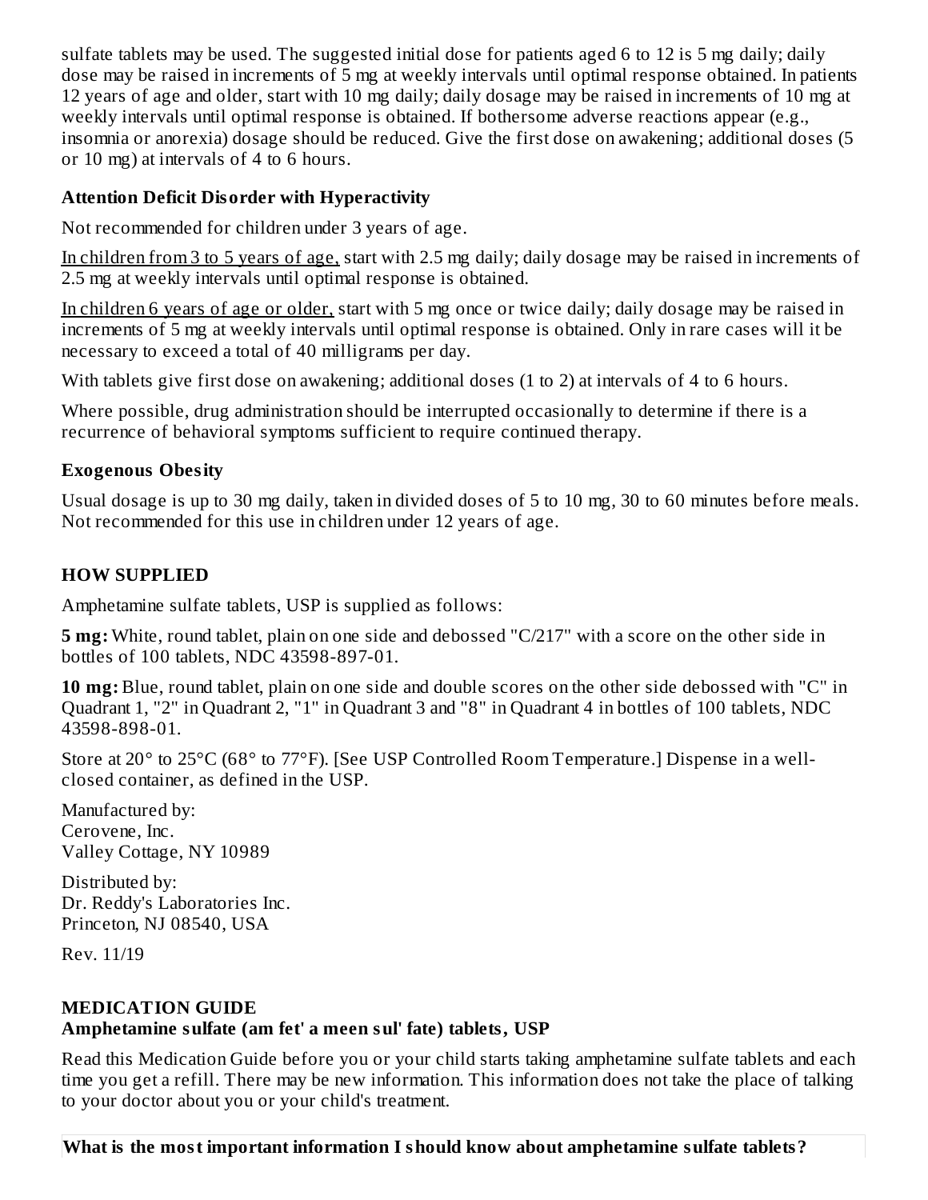sulfate tablets may be used. The suggested initial dose for patients aged 6 to 12 is 5 mg daily; daily dose may be raised in increments of 5 mg at weekly intervals until optimal response obtained. In patients 12 years of age and older, start with 10 mg daily; daily dosage may be raised in increments of 10 mg at weekly intervals until optimal response is obtained. If bothersome adverse reactions appear (e.g., insomnia or anorexia) dosage should be reduced. Give the first dose on awakening; additional doses (5 or 10 mg) at intervals of 4 to 6 hours.

**Attention Deficit Disorder with Hyperactivity**

Not recommended for children under 3 years of age.

In children from 3 to 5 years of age, start with 2.5 mg daily; daily dosage may be raised in increments of 2.5 mg at weekly intervals until optimal response is obtained.

In children 6 years of age or older, start with 5 mg once or twice daily; daily dosage may be raised in increments of 5 mg at weekly intervals until optimal response is obtained. Only in rare cases will it be necessary to exceed a total of 40 milligrams per day.

With tablets give first dose on awakening; additional doses (1 to 2) at intervals of 4 to 6 hours.

Where possible, drug administration should be interrupted occasionally to determine if there is a recurrence of behavioral symptoms sufficient to require continued therapy.

**Exogenous Obesity**

Usual dosage is up to 30 mg daily, taken in divided doses of 5 to 10 mg, 30 to 60 minutes before meals. Not recommended for this use in children under 12 years of age.

## HOW SUPPLIED

Amphetamine sulfate tablets, USP is supplied as follows:

**5 mg:** White, round tablet, plain on one side and debossed "C/217" with a score on the other side in bottles of 100 tablets, NDC 43598-897-01.

**10 mg:** Blue, round tablet, plain on one side and double scores on the other side debossed with "C" in Quadrant 1, "2" in Quadrant 2, "1" in Quadrant 3 and "8" in Quadrant 4 in bottles of 100 tablets, NDC 43598-898-01.

Store at 20° to 25°C (68° to 77°F). [See USP Controlled Room Temperature.] Dispense in a well-closed container, as defined in the USP.

Manufactured by:
Cerovene, Inc.
Valley Cottage, NY 10989

Distributed by:
Dr. Reddy's Laboratories Inc.
Princeton, NJ 08540, USA

Rev. 11/19

## MEDICATION GUIDE

**Amphetamine sulfate (am fet' a meen sul' fate) tablets, USP**

Read this Medication Guide before you or your child starts taking amphetamine sulfate tablets and each time you get a refill. There may be new information. This information does not take the place of talking to your doctor about you or your child's treatment.

**What is the most important information I should know about amphetamine sulfate tablets?**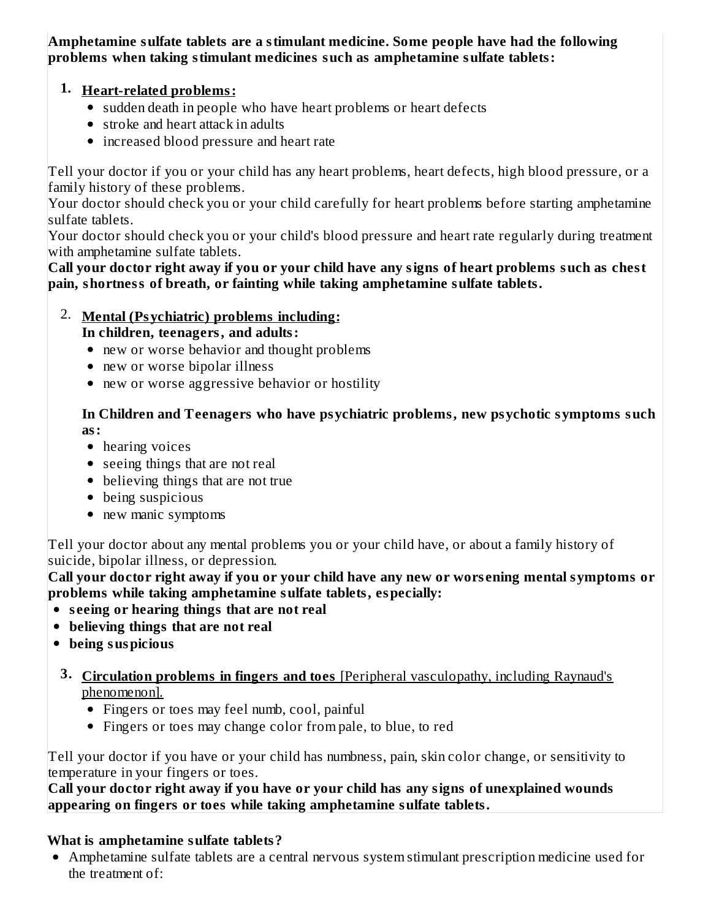**Amphetamine sulfate tablets are a stimulant medicine. Some people have had the following problems when taking stimulant medicines such as amphetamine sulfate tablets:**

1. **Heart-related problems:**
   - sudden death in people who have heart problems or heart defects
   - stroke and heart attack in adults
   - increased blood pressure and heart rate

Tell your doctor if you or your child has any heart problems, heart defects, high blood pressure, or a family history of these problems.
Your doctor should check you or your child carefully for heart problems before starting amphetamine sulfate tablets.
Your doctor should check you or your child's blood pressure and heart rate regularly during treatment with amphetamine sulfate tablets.
**Call your doctor right away if you or your child have any signs of heart problems such as chest pain, shortness of breath, or fainting while taking amphetamine sulfate tablets.**

2. **Mental (Psychiatric) problems including:**
   **In children, teenagers, and adults:**
   - new or worse behavior and thought problems
   - new or worse bipolar illness
   - new or worse aggressive behavior or hostility

   **In Children and Teenagers who have psychiatric problems, new psychotic symptoms such as:**
   - hearing voices
   - seeing things that are not real
   - believing things that are not true
   - being suspicious
   - new manic symptoms

Tell your doctor about any mental problems you or your child have, or about a family history of suicide, bipolar illness, or depression.
**Call your doctor right away if you or your child have any new or worsening mental symptoms or problems while taking amphetamine sulfate tablets, especially:**

- **seeing or hearing things that are not real**
- **believing things that are not real**
- **being suspicious**

3. **Circulation problems in fingers and toes** [Peripheral vasculopathy, including Raynaud's phenomenon].
   - Fingers or toes may feel numb, cool, painful
   - Fingers or toes may change color from pale, to blue, to red

Tell your doctor if you have or your child has numbness, pain, skin color change, or sensitivity to temperature in your fingers or toes.
**Call your doctor right away if you have or your child has any signs of unexplained wounds appearing on fingers or toes while taking amphetamine sulfate tablets.**

**What is amphetamine sulfate tablets?**

- Amphetamine sulfate tablets are a central nervous system stimulant prescription medicine used for the treatment of: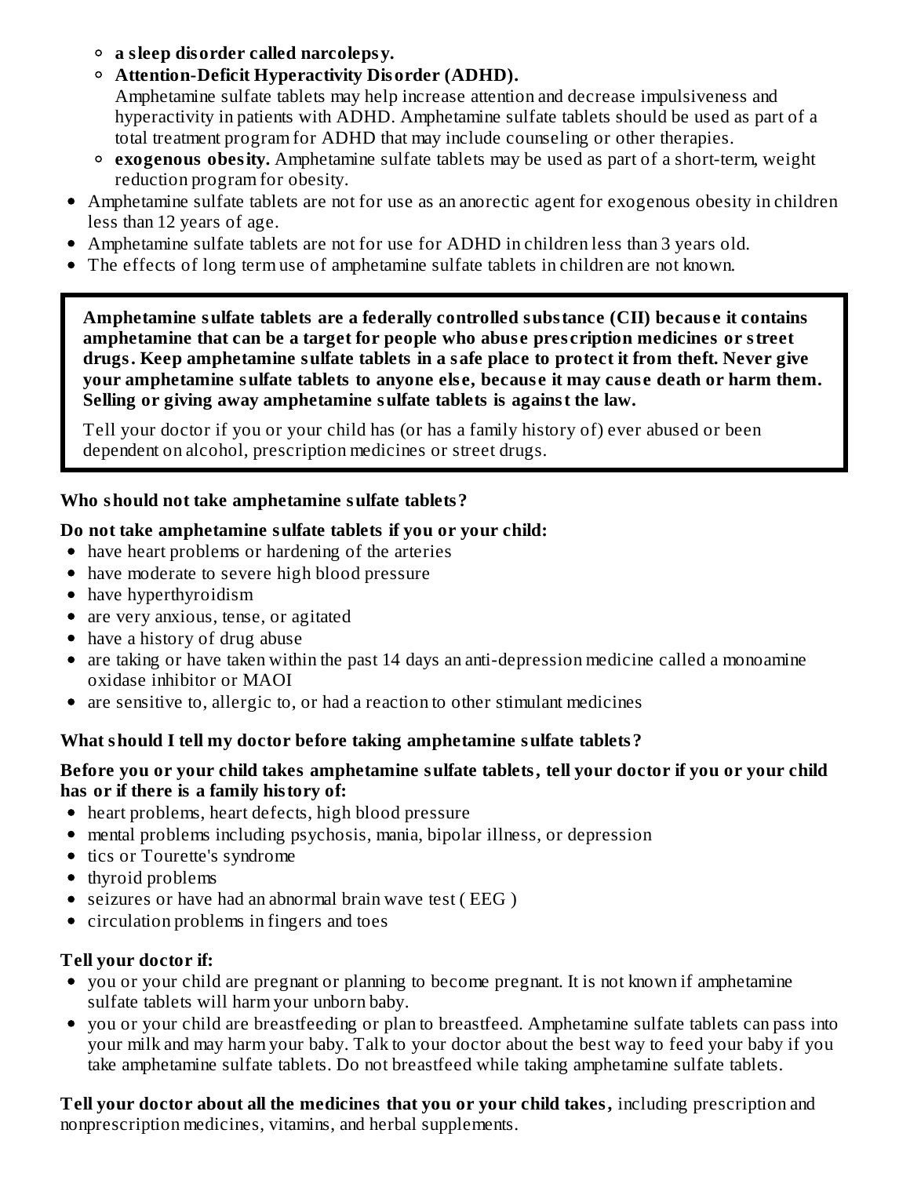- **a sleep disorder called narcolepsy.**
  - **Attention-Deficit Hyperactivity Disorder (ADHD).**
    Amphetamine sulfate tablets may help increase attention and decrease impulsiveness and hyperactivity in patients with ADHD. Amphetamine sulfate tablets should be used as part of a total treatment program for ADHD that may include counseling or other therapies.
  - **exogenous obesity.** Amphetamine sulfate tablets may be used as part of a short-term, weight reduction program for obesity.
- Amphetamine sulfate tablets are not for use as an anorectic agent for exogenous obesity in children less than 12 years of age.
- Amphetamine sulfate tablets are not for use for ADHD in children less than 3 years old.
- The effects of long term use of amphetamine sulfate tablets in children are not known.

> **Amphetamine sulfate tablets are a federally controlled substance (CII) because it contains amphetamine that can be a target for people who abuse prescription medicines or street drugs. Keep amphetamine sulfate tablets in a safe place to protect it from theft. Never give your amphetamine sulfate tablets to anyone else, because it may cause death or harm them. Selling or giving away amphetamine sulfate tablets is against the law.**
>
> Tell your doctor if you or your child has (or has a family history of) ever abused or been dependent on alcohol, prescription medicines or street drugs.

**Who should not take amphetamine sulfate tablets?**

**Do not take amphetamine sulfate tablets if you or your child:**

- have heart problems or hardening of the arteries
- have moderate to severe high blood pressure
- have hyperthyroidism
- are very anxious, tense, or agitated
- have a history of drug abuse
- are taking or have taken within the past 14 days an anti-depression medicine called a monoamine oxidase inhibitor or MAOI
- are sensitive to, allergic to, or had a reaction to other stimulant medicines

**What should I tell my doctor before taking amphetamine sulfate tablets?**

**Before you or your child takes amphetamine sulfate tablets, tell your doctor if you or your child has or if there is a family history of:**

- heart problems, heart defects, high blood pressure
- mental problems including psychosis, mania, bipolar illness, or depression
- tics or Tourette's syndrome
- thyroid problems
- seizures or have had an abnormal brain wave test ( EEG )
- circulation problems in fingers and toes

**Tell your doctor if:**

- you or your child are pregnant or planning to become pregnant. It is not known if amphetamine sulfate tablets will harm your unborn baby.
- you or your child are breastfeeding or plan to breastfeed. Amphetamine sulfate tablets can pass into your milk and may harm your baby. Talk to your doctor about the best way to feed your baby if you take amphetamine sulfate tablets. Do not breastfeed while taking amphetamine sulfate tablets.

**Tell your doctor about all the medicines that you or your child takes,** including prescription and nonprescription medicines, vitamins, and herbal supplements.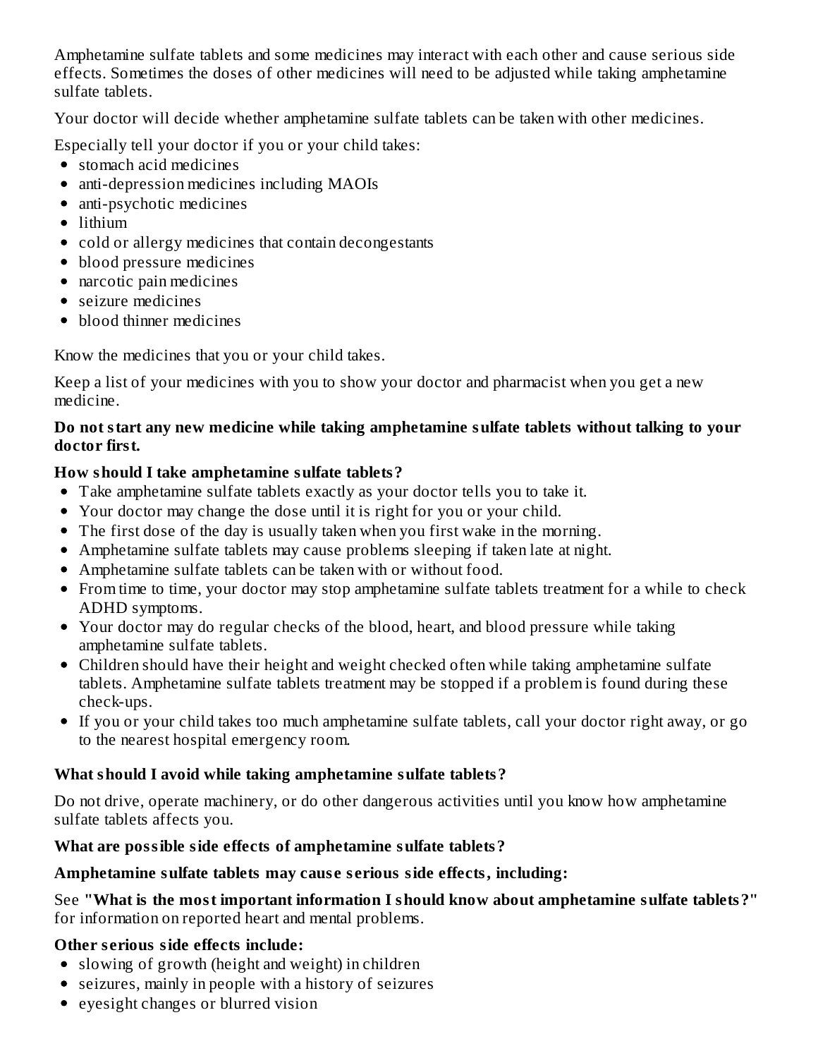Amphetamine sulfate tablets and some medicines may interact with each other and cause serious side effects. Sometimes the doses of other medicines will need to be adjusted while taking amphetamine sulfate tablets.

Your doctor will decide whether amphetamine sulfate tablets can be taken with other medicines.

Especially tell your doctor if you or your child takes:

- stomach acid medicines
- anti-depression medicines including MAOIs
- anti-psychotic medicines
- lithium
- cold or allergy medicines that contain decongestants
- blood pressure medicines
- narcotic pain medicines
- seizure medicines
- blood thinner medicines

Know the medicines that you or your child takes.

Keep a list of your medicines with you to show your doctor and pharmacist when you get a new medicine.

**Do not start any new medicine while taking amphetamine sulfate tablets without talking to your doctor first.**

**How should I take amphetamine sulfate tablets?**

- Take amphetamine sulfate tablets exactly as your doctor tells you to take it.
- Your doctor may change the dose until it is right for you or your child.
- The first dose of the day is usually taken when you first wake in the morning.
- Amphetamine sulfate tablets may cause problems sleeping if taken late at night.
- Amphetamine sulfate tablets can be taken with or without food.
- From time to time, your doctor may stop amphetamine sulfate tablets treatment for a while to check ADHD symptoms.
- Your doctor may do regular checks of the blood, heart, and blood pressure while taking amphetamine sulfate tablets.
- Children should have their height and weight checked often while taking amphetamine sulfate tablets. Amphetamine sulfate tablets treatment may be stopped if a problem is found during these check-ups.
- If you or your child takes too much amphetamine sulfate tablets, call your doctor right away, or go to the nearest hospital emergency room.

**What should I avoid while taking amphetamine sulfate tablets?**

Do not drive, operate machinery, or do other dangerous activities until you know how amphetamine sulfate tablets affects you.

**What are possible side effects of amphetamine sulfate tablets?**

**Amphetamine sulfate tablets may cause serious side effects, including:**

See **"What is the most important information I should know about amphetamine sulfate tablets?"** for information on reported heart and mental problems.

**Other serious side effects include:**

- slowing of growth (height and weight) in children
- seizures, mainly in people with a history of seizures
- eyesight changes or blurred vision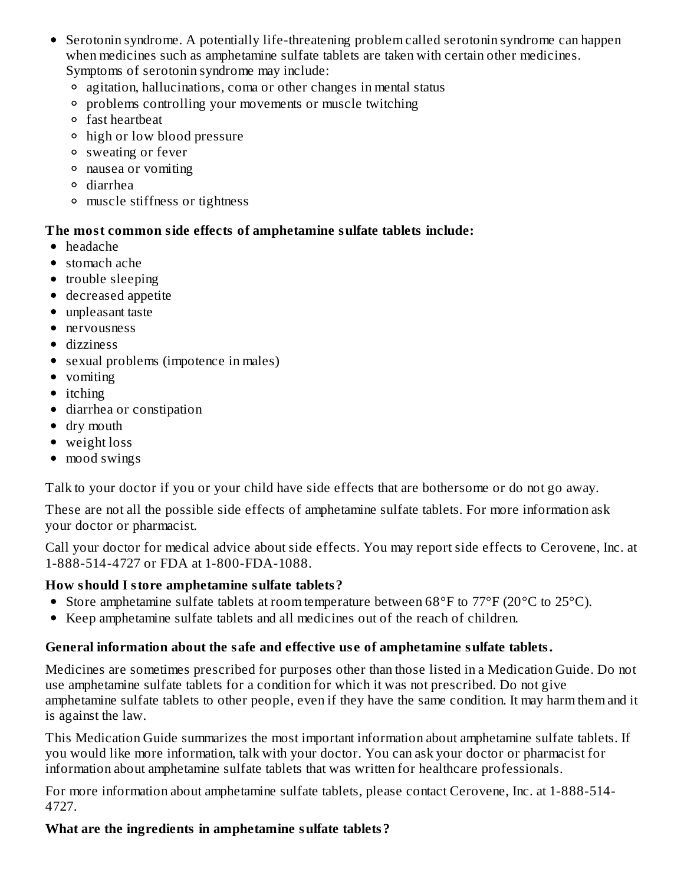- Serotonin syndrome. A potentially life-threatening problem called serotonin syndrome can happen when medicines such as amphetamine sulfate tablets are taken with certain other medicines. Symptoms of serotonin syndrome may include:
  - agitation, hallucinations, coma or other changes in mental status
  - problems controlling your movements or muscle twitching
  - fast heartbeat
  - high or low blood pressure
  - sweating or fever
  - nausea or vomiting
  - diarrhea
  - muscle stiffness or tightness

**The most common side effects of amphetamine sulfate tablets include:**

- headache
- stomach ache
- trouble sleeping
- decreased appetite
- unpleasant taste
- nervousness
- dizziness
- sexual problems (impotence in males)
- vomiting
- itching
- diarrhea or constipation
- dry mouth
- weight loss
- mood swings

Talk to your doctor if you or your child have side effects that are bothersome or do not go away.

These are not all the possible side effects of amphetamine sulfate tablets. For more information ask your doctor or pharmacist.

Call your doctor for medical advice about side effects. You may report side effects to Cerovene, Inc. at 1-888-514-4727 or FDA at 1-800-FDA-1088.

**How should I store amphetamine sulfate tablets?**

- Store amphetamine sulfate tablets at room temperature between 68°F to 77°F (20°C to 25°C).
- Keep amphetamine sulfate tablets and all medicines out of the reach of children.

**General information about the safe and effective use of amphetamine sulfate tablets.**

Medicines are sometimes prescribed for purposes other than those listed in a Medication Guide. Do not use amphetamine sulfate tablets for a condition for which it was not prescribed. Do not give amphetamine sulfate tablets to other people, even if they have the same condition. It may harm them and it is against the law.

This Medication Guide summarizes the most important information about amphetamine sulfate tablets. If you would like more information, talk with your doctor. You can ask your doctor or pharmacist for information about amphetamine sulfate tablets that was written for healthcare professionals.

For more information about amphetamine sulfate tablets, please contact Cerovene, Inc. at 1-888-514-4727.

**What are the ingredients in amphetamine sulfate tablets?**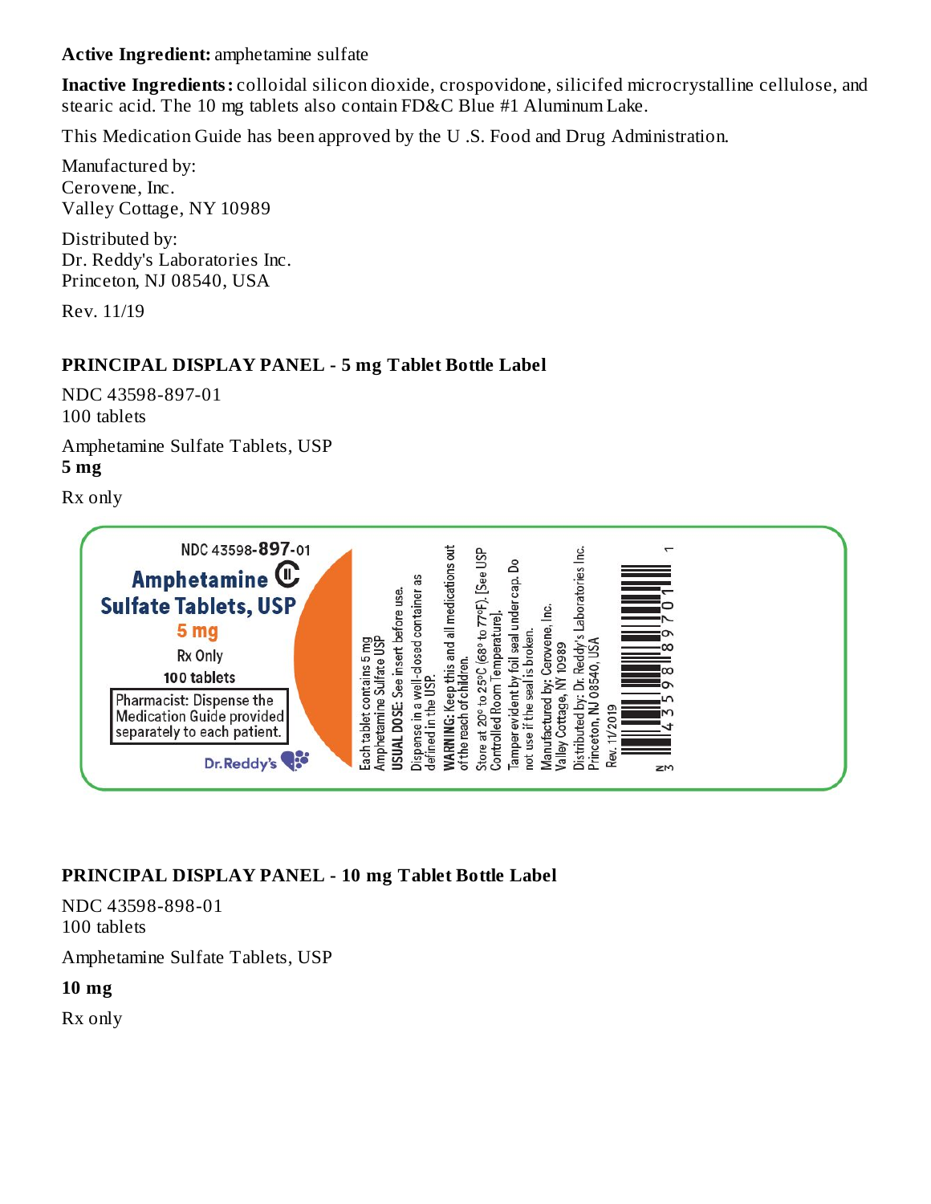**Active Ingredient:** amphetamine sulfate

**Inactive Ingredients:** colloidal silicon dioxide, crospovidone, silicifed microcrystalline cellulose, and stearic acid. The 10 mg tablets also contain FD&C Blue #1 Aluminum Lake.

This Medication Guide has been approved by the U .S. Food and Drug Administration.

Manufactured by:
Cerovene, Inc.
Valley Cottage, NY 10989

Distributed by:
Dr. Reddy's Laboratories Inc.
Princeton, NJ 08540, USA

Rev. 11/19

## PRINCIPAL DISPLAY PANEL - 5 mg Tablet Bottle Label

NDC 43598-897-01
100 tablets

Amphetamine Sulfate Tablets, USP
**5 mg**

Rx only

NDC 43598-897-01

Amphetamine CII
Sulfate Tablets, USP
5 mg
Rx Only
100 tablets

Pharmacist: Dispense the Medication Guide provided separately to each patient.

Dr.Reddy's

Each tablet contains 5 mg Amphetamine Sulfate USP

**USUAL DOSE:** See insert before use.

Dispense in a well-closed container as defined in the USP.

**WARNING:** Keep this and all medications out of the reach of children.

Store at 20° to 25°C (68° to 77°F). [See USP Controlled Room Temperature].

Tamper evident by foil seal under cap. Do not use if the seal is broken.

Manufactured by: Cerovene, Inc. Valley Cottage, NY 10989

Distributed by: Dr. Reddy's Laboratories Inc. Princeton, NJ 08540, USA

Rev. 11/2019

N 3 43598 89701 1

## PRINCIPAL DISPLAY PANEL - 10 mg Tablet Bottle Label

NDC 43598-898-01
100 tablets

Amphetamine Sulfate Tablets, USP

**10 mg**

Rx only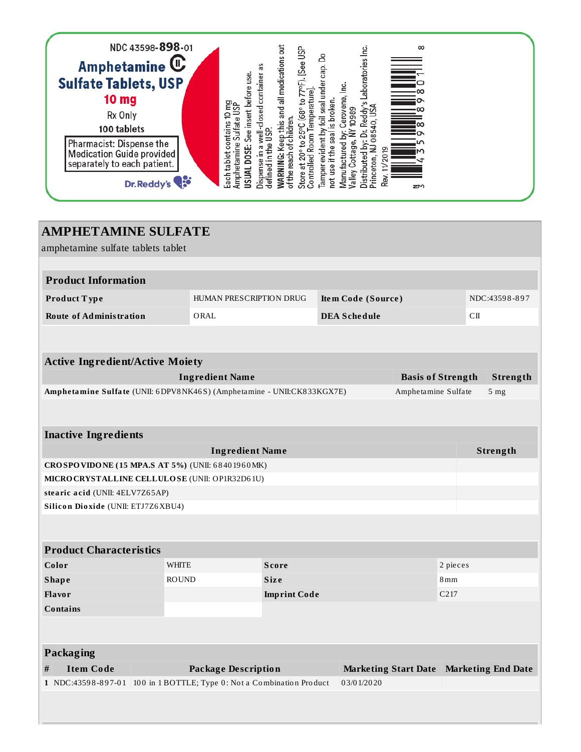NDC 43598-**898**-01

**Amphetamine** CII
**Sulfate Tablets, USP**
**10 mg**
Rx Only
100 tablets

Pharmacist: Dispense the Medication Guide provided separately to each patient.

Dr.Reddy's

Each tablet contains 10 mg Amphetamine Sulfate USP

**USUAL DOSE:** See insert before use.

Dispense in a well-closed container as defined in the USP.

**WARNING:** Keep this and all medications out of the reach of children.

Store at 20° to 25°C (68° to 77°F), [See USP Controlled Room Temperature].

Tamper evident by foil seal under cap. Do not use if the seal is broken.

Manufactured by: Cerovene, Inc. Valley Cottage, NY 10989

Distributed by: Dr. Reddy's Laboratories Inc. Princeton, NJ 08540, USA

Rev. 11/2019

N 3 43598 89801 8

# AMPHETAMINE SULFATE

amphetamine sulfate tablets tablet

| Product Information | | | |
|---|---|---|---|
| **Product Type** | HUMAN PRESCRIPTION DRUG | **Item Code (Source)** | NDC:43598-897 |
| **Route of Administration** | ORAL | **DEA Schedule** | CII |

| Active Ingredient/Active Moiety | | |
|---|---|---|
| **Ingredient Name** | **Basis of Strength** | **Strength** |
| **Amphetamine Sulfate** (UNII: 6DPV8NK46S) (Amphetamine - UNII:CK833KGX7E) | Amphetamine Sulfate | 5 mg |

| Inactive Ingredients | |
|---|---|
| **Ingredient Name** | **Strength** |
| **CROSPOVIDONE (15 MPA.S AT 5%)** (UNII: 68401960MK) | |
| **MICROCRYSTALLINE CELLULOSE** (UNII: OP1R32D61U) | |
| **stearic acid** (UNII: 4ELV7Z65AP) | |
| **Silicon Dioxide** (UNII: ETJ7Z6XBU4) | |

| Product Characteristics | | | |
|---|---|---|---|
| **Color** | WHITE | **Score** | 2 pieces |
| **Shape** | ROUND | **Size** | 8mm |
| **Flavor** | | **Imprint Code** | C217 |
| **Contains** | | | |

| Packaging | | | | |
|---|---|---|---|---|
| **#** | **Item Code** | **Package Description** | **Marketing Start Date** | **Marketing End Date** |
| 1 | NDC:43598-897-01 | 100 in 1 BOTTLE; Type 0: Not a Combination Product | 03/01/2020 | |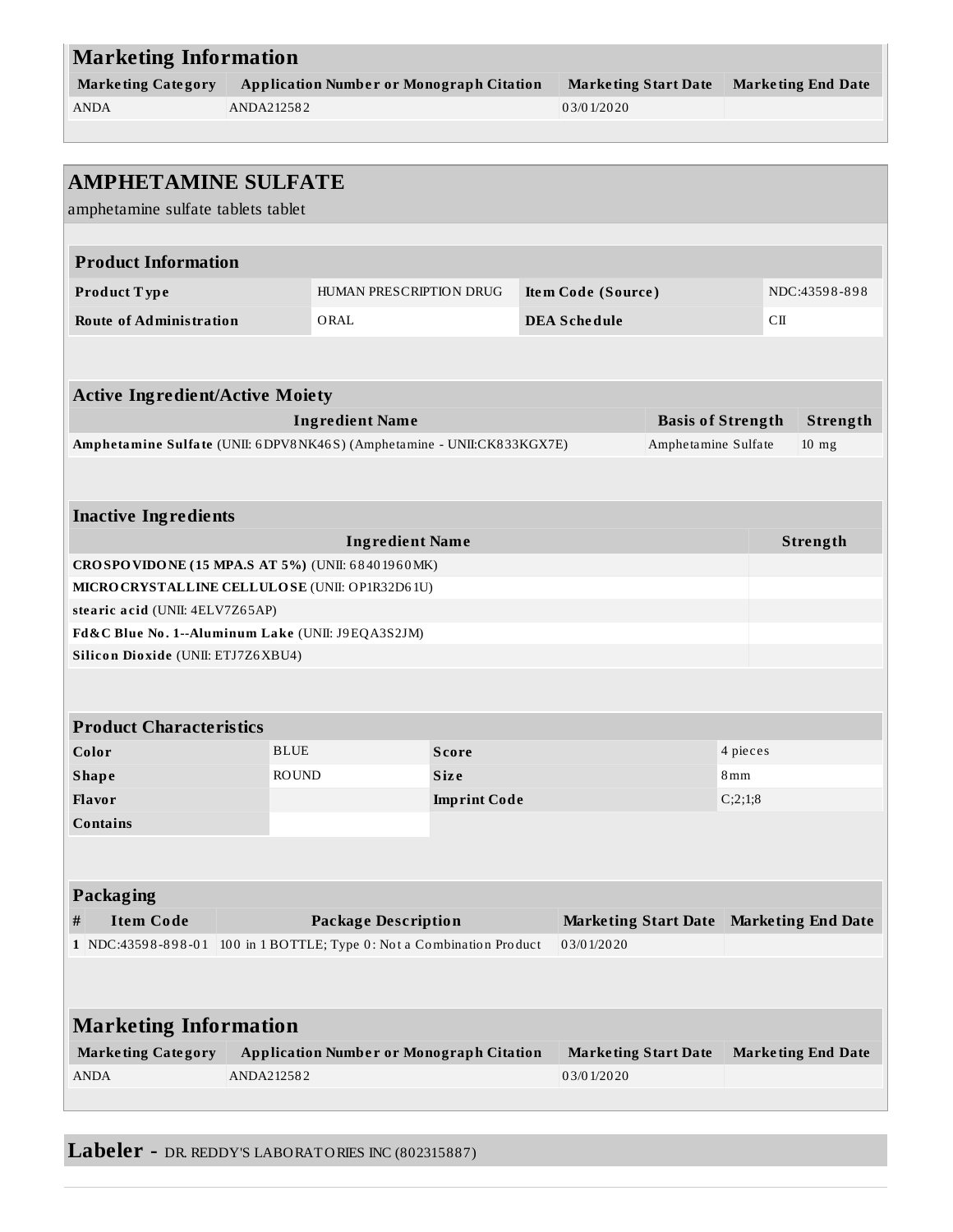## Marketing Information

| Marketing Category | Application Number or Monograph Citation | Marketing Start Date | Marketing End Date |
|---|---|---|---|
| ANDA | ANDA212582 | 03/01/2020 | |

## AMPHETAMINE SULFATE

amphetamine sulfate tablets tablet

### Product Information

| | | | |
|---|---|---|---|
| **Product Type** | HUMAN PRESCRIPTION DRUG | **Item Code (Source)** | NDC:43598-898 |
| **Route of Administration** | ORAL | **DEA Schedule** | CII |

### Active Ingredient/Active Moiety

| Ingredient Name | Basis of Strength | Strength |
|---|---|---|
| **Amphetamine Sulfate** (UNII: 6DPV8NK46S) (Amphetamine - UNII:CK833KGX7E) | Amphetamine Sulfate | 10 mg |

### Inactive Ingredients

| Ingredient Name | Strength |
|---|---|
| **CROSPOVIDONE (15 MPA.S AT 5%)** (UNII: 68401960MK) | |
| **MICROCRYSTALLINE CELLULOSE** (UNII: OP1R32D61U) | |
| **stearic acid** (UNII: 4ELV7Z65AP) | |
| **Fd&C Blue No. 1--Aluminum Lake** (UNII: J9EQA3S2JM) | |
| **Silicon Dioxide** (UNII: ETJ7Z6XBU4) | |

### Product Characteristics

| | | | |
|---|---|---|---|
| **Color** | BLUE | **Score** | 4 pieces |
| **Shape** | ROUND | **Size** | 8mm |
| **Flavor** | | **Imprint Code** | C;2;1;8 |
| **Contains** | | | |

### Packaging

| # | Item Code | Package Description | Marketing Start Date | Marketing End Date |
|---|---|---|---|---|
| 1 | NDC:43598-898-01 | 100 in 1 BOTTLE; Type 0: Not a Combination Product | 03/01/2020 | |

### Marketing Information

| Marketing Category | Application Number or Monograph Citation | Marketing Start Date | Marketing End Date |
|---|---|---|---|
| ANDA | ANDA212582 | 03/01/2020 | |

**Labeler -** DR. REDDY'S LABORATORIES INC (802315887)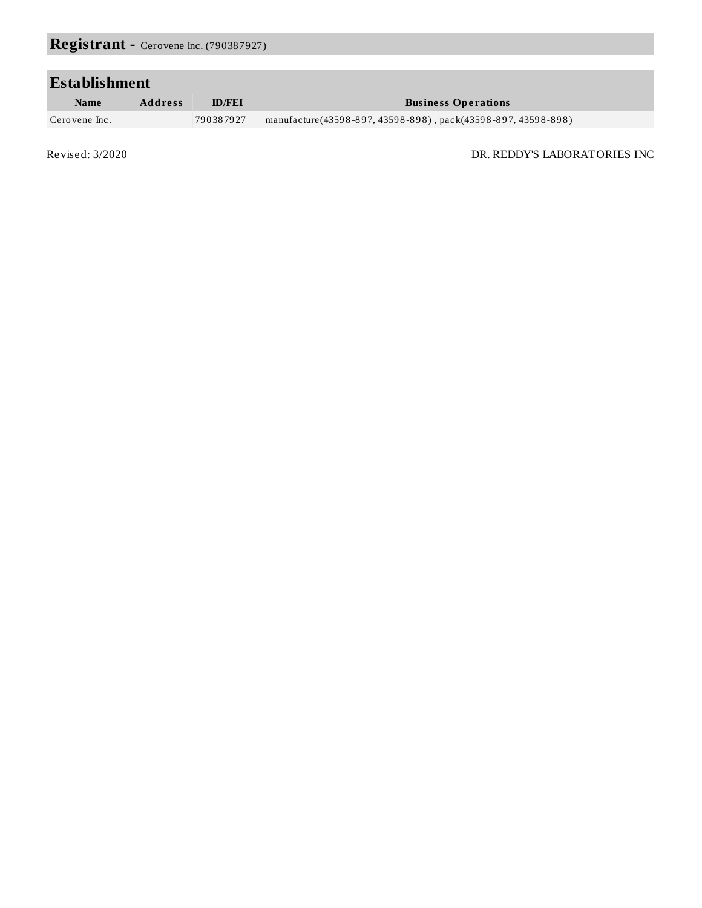## Registrant - Cerovene Inc. (790387927)

## Establishment

| Name | Address | ID/FEI | Business Operations |
| --- | --- | --- | --- |
| Cerovene Inc. | | 790387927 | manufacture(43598-897, 43598-898) , pack(43598-897, 43598-898) |

Revised: 3/2020

DR. REDDY'S LABORATORIES INC